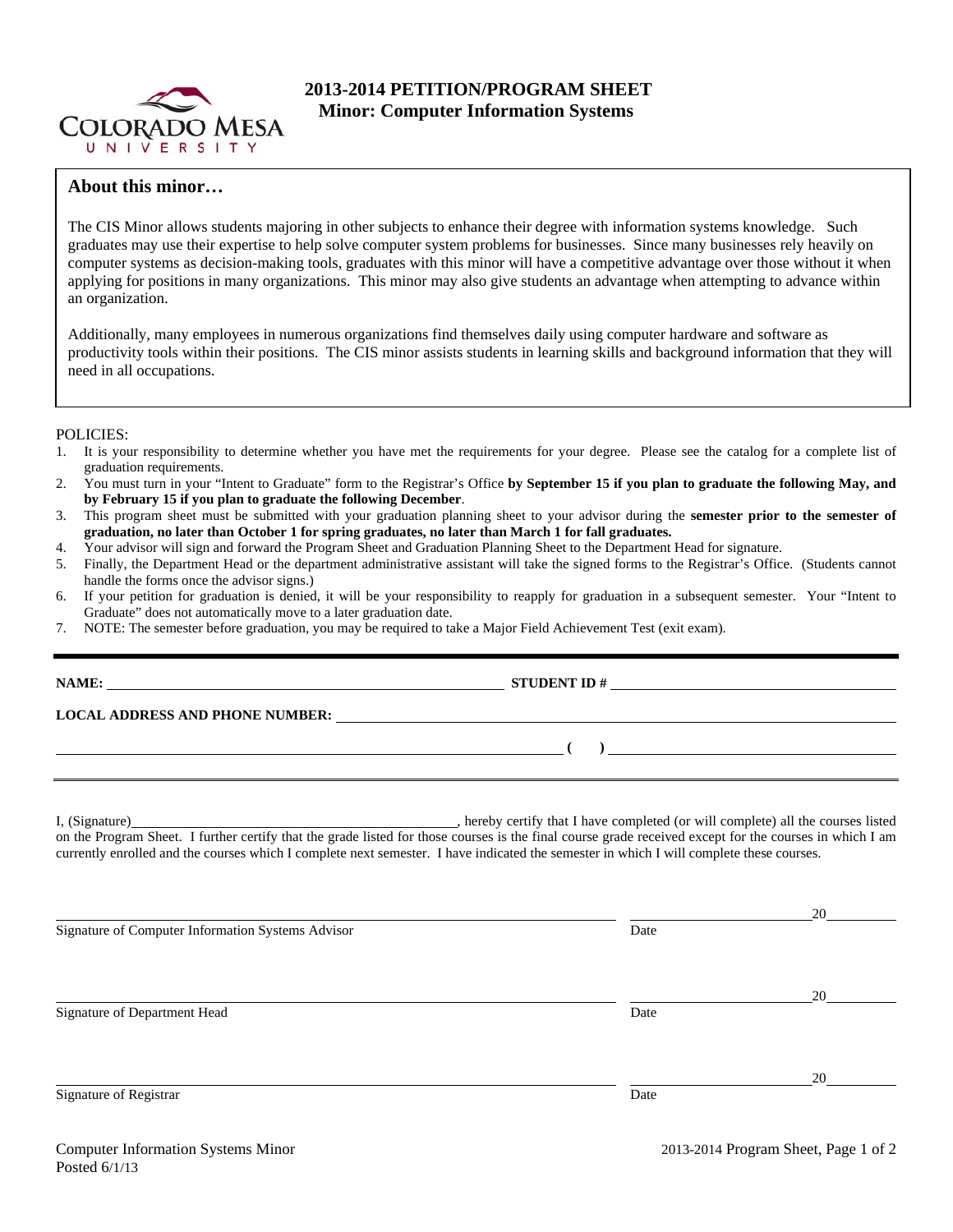# 2013-2014 PETITION/PROGRAM SHEET
## Minor: Computer Information Systems

### About this minor…

The CIS Minor allows students majoring in other subjects to enhance their degree with information systems knowledge. Such graduates may use their expertise to help solve computer system problems for businesses. Since many businesses rely heavily on computer systems as decision-making tools, graduates with this minor will have a competitive advantage over those without it when applying for positions in many organizations. This minor may also give students an advantage when attempting to advance within an organization.

Additionally, many employees in numerous organizations find themselves daily using computer hardware and software as productivity tools within their positions. The CIS minor assists students in learning skills and background information that they will need in all occupations.

POLICIES:

1. It is your responsibility to determine whether you have met the requirements for your degree. Please see the catalog for a complete list of graduation requirements.
2. You must turn in your "Intent to Graduate" form to the Registrar's Office **by September 15 if you plan to graduate the following May, and by February 15 if you plan to graduate the following December**.
3. This program sheet must be submitted with your graduation planning sheet to your advisor during the **semester prior to the semester of graduation, no later than October 1 for spring graduates, no later than March 1 for fall graduates.**
4. Your advisor will sign and forward the Program Sheet and Graduation Planning Sheet to the Department Head for signature.
5. Finally, the Department Head or the department administrative assistant will take the signed forms to the Registrar's Office. (Students cannot handle the forms once the advisor signs.)
6. If your petition for graduation is denied, it will be your responsibility to reapply for graduation in a subsequent semester. Your "Intent to Graduate" does not automatically move to a later graduation date.
7. NOTE: The semester before graduation, you may be required to take a Major Field Achievement Test (exit exam).

---

**NAME:** ______________________________ **STUDENT ID #** ______________________________

**LOCAL ADDRESS AND PHONE NUMBER:** ______________________________

______________________________ **( )** ______________________________

---

I, (Signature)______________________________, hereby certify that I have completed (or will complete) all the courses listed on the Program Sheet. I further certify that the grade listed for those courses is the final course grade received except for the courses in which I am currently enrolled and the courses which I complete next semester. I have indicated the semester in which I will complete these courses.

______________________________ ____________________20________
Signature of Computer Information Systems Advisor Date

______________________________ ____________________20________
Signature of Department Head Date

______________________________ ____________________20________
Signature of Registrar Date

Computer Information Systems Minor
Posted 6/1/13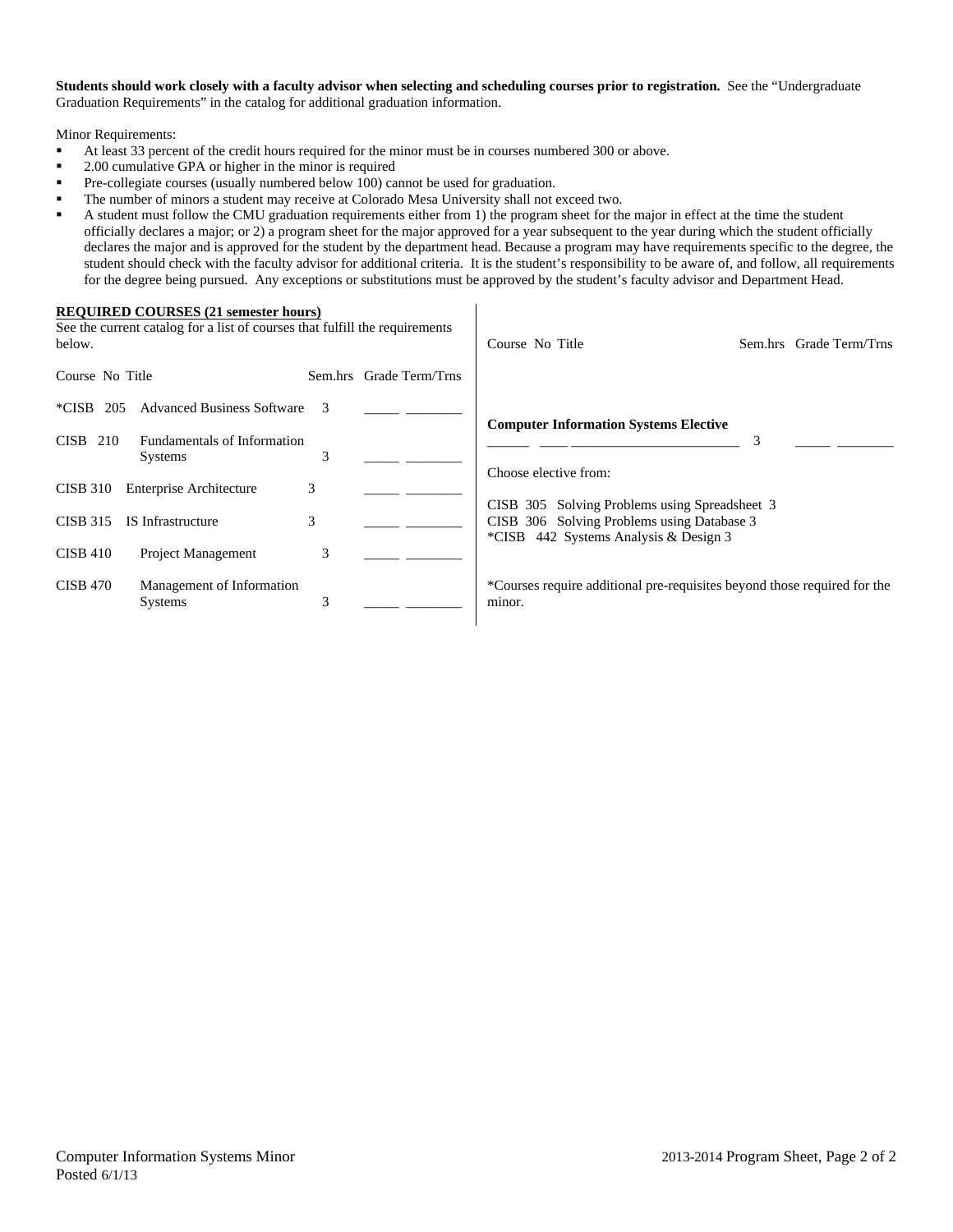**Students should work closely with a faculty advisor when selecting and scheduling courses prior to registration.** See the "Undergraduate Graduation Requirements" in the catalog for additional graduation information.

Minor Requirements:

- At least 33 percent of the credit hours required for the minor must be in courses numbered 300 or above.
- 2.00 cumulative GPA or higher in the minor is required
- Pre-collegiate courses (usually numbered below 100) cannot be used for graduation.
- The number of minors a student may receive at Colorado Mesa University shall not exceed two.
- A student must follow the CMU graduation requirements either from 1) the program sheet for the major in effect at the time the student officially declares a major; or 2) a program sheet for the major approved for a year subsequent to the year during which the student officially declares the major and is approved for the student by the department head. Because a program may have requirements specific to the degree, the student should check with the faculty advisor for additional criteria. It is the student's responsibility to be aware of, and follow, all requirements for the degree being pursued. Any exceptions or substitutions must be approved by the student's faculty advisor and Department Head.

**REQUIRED COURSES (21 semester hours)**

See the current catalog for a list of courses that fulfill the requirements below.

| Course No | Title | Sem.hrs | Grade | Term/Trns |
|---|---|---|---|---|
| *CISB 205 | Advanced Business Software | 3 | _____ | ________ |
| CISB 210 | Fundamentals of Information Systems | 3 | _____ | ________ |
| CISB 310 | Enterprise Architecture | 3 | _____ | ________ |
| CISB 315 | IS Infrastructure | 3 | _____ | ________ |
| CISB 410 | Project Management | 3 | _____ | ________ |
| CISB 470 | Management of Information Systems | 3 | _____ | ________ |

| Course No | Title | Sem.hrs | Grade | Term/Trns |
|---|---|---|---|---|
| **Computer Information Systems Elective** | | | | |
| ______ ____ | ________________________ | 3 | _____ | ________ |

Choose elective from:

CISB 305 Solving Problems using Spreadsheet 3
CISB 306 Solving Problems using Database 3
*CISB 442 Systems Analysis & Design 3

*Courses require additional pre-requisites beyond those required for the minor.

Computer Information Systems Minor
Posted 6/1/13

2013-2014 Program Sheet, Page 2 of 2